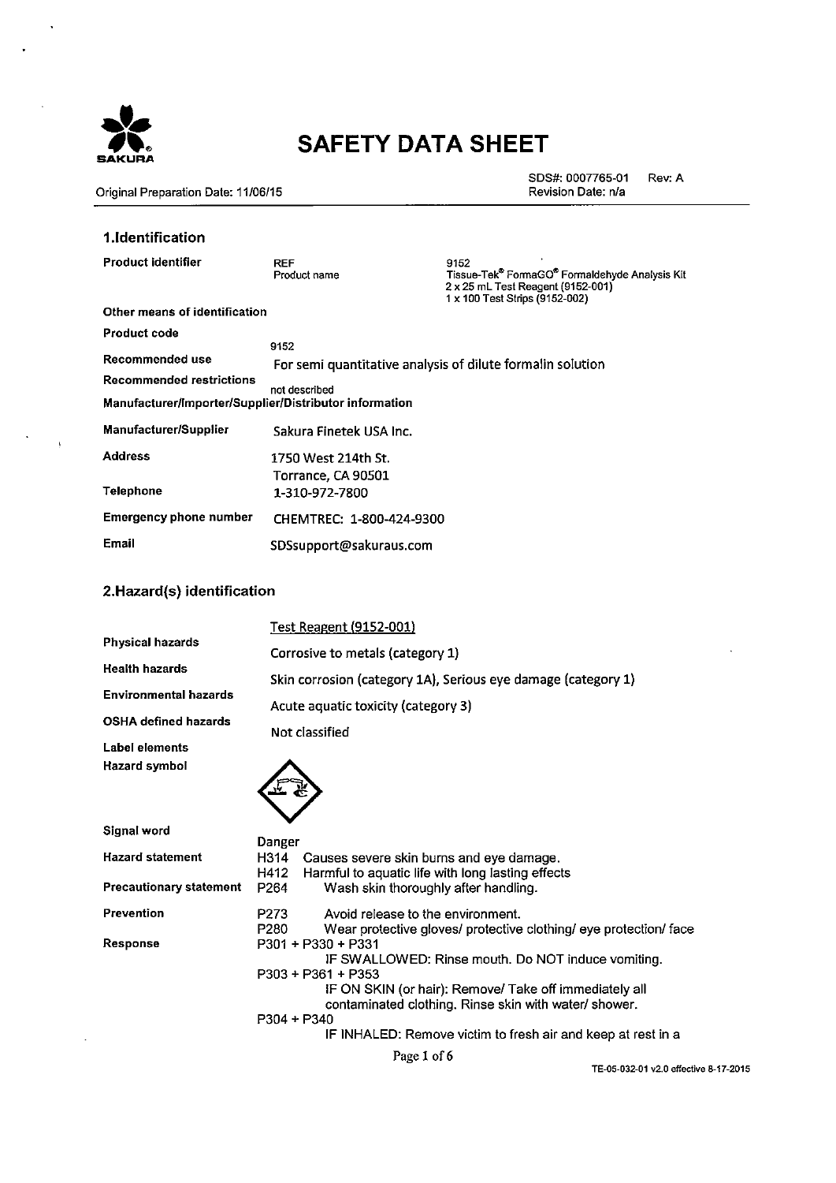# SAFETY DATA SHEET

SAKURA

Original Preparation Date: 11/06/15

SDS#: 0007765-01 Rev: A
Revision Date: n/a

## 1.Identification

| | | |
|---|---|---|
| **Product identifier** | REF<br>Product name | 9152<br>Tissue-Tek® FormaGO® Formaldehyde Analysis Kit<br>2 x 25 mL Test Reagent (9152-001)<br>1 x 100 Test Strips (9152-002) |

**Other means of identification**

**Product code** 9152

**Recommended use** For semi quantitative analysis of dilute formalin solution

**Recommended restrictions** not described

**Manufacturer/Importer/Supplier/Distributor information**

| | |
|---|---|
| **Manufacturer/Supplier** | Sakura Finetek USA Inc. |
| **Address** | 1750 West 214th St.<br>Torrance, CA 90501 |
| **Telephone** | 1-310-972-7800 |
| **Emergency phone number** | CHEMTREC: 1-800-424-9300 |
| **Email** | SDSsupport@sakuraus.com |

## 2.Hazard(s) identification

Test Reagent (9152-001)

| | |
|---|---|
| **Physical hazards** | Corrosive to metals (category 1) |
| **Health hazards** | Skin corrosion (category 1A), Serious eye damage (category 1) |
| **Environmental hazards** | Acute aquatic toxicity (category 3) |
| **OSHA defined hazards** | Not classified |

**Label elements**

**Hazard symbol**

**Signal word** Danger

**Hazard statement**

H314 Causes severe skin burns and eye damage.
H412 Harmful to aquatic life with long lasting effects

**Precautionary statement**

P264 Wash skin thoroughly after handling.

**Prevention**

P273 Avoid release to the environment.
P280 Wear protective gloves/ protective clothing/ eye protection/ face

**Response**

P301 + P330 + P331
IF SWALLOWED: Rinse mouth. Do NOT induce vomiting.

P303 + P361 + P353
IF ON SKIN (or hair): Remove/ Take off immediately all contaminated clothing. Rinse skin with water/ shower.

P304 + P340
IF INHALED: Remove victim to fresh air and keep at rest in a

TE-05-032-01 v2.0 effective 8-17-2015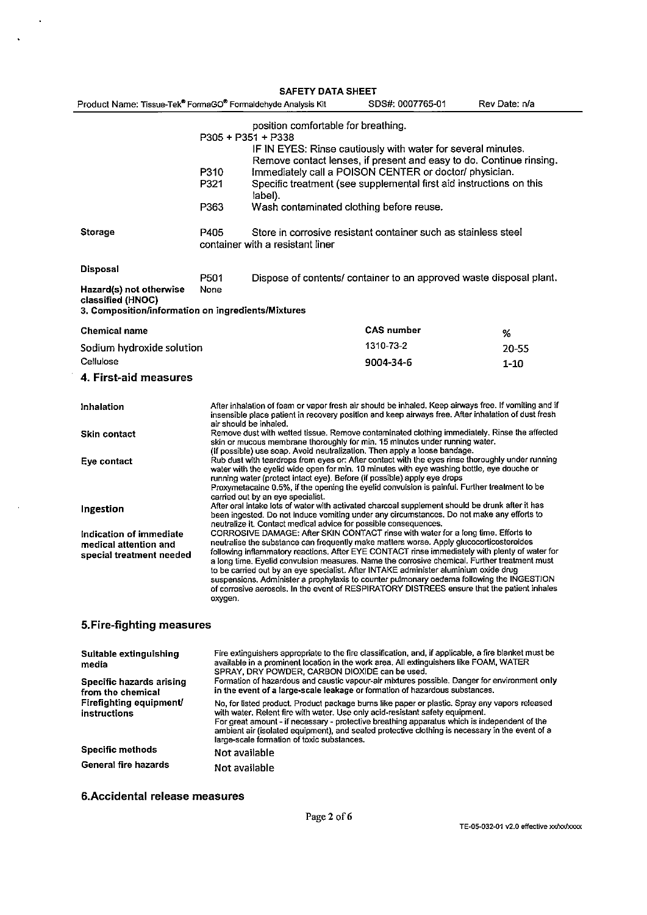position comfortable for breathing.

| | | |
|---|---|---|
| | P305 + P351 + P338 | IF IN EYES: Rinse cautiously with water for several minutes. Remove contact lenses, if present and easy to do. Continue rinsing. |
| | P310 | Immediately call a POISON CENTER or doctor/ physician. |
| | P321 | Specific treatment (see supplemental first aid instructions on this label). |
| | P363 | Wash contaminated clothing before reuse. |
| **Storage** | P405 | Store in corrosive resistant container such as stainless steel container with a resistant liner |
| **Disposal** | P501 | Dispose of contents/ container to an approved waste disposal plant. |
| **Hazard(s) not otherwise classified (HNOC)** | None | |

**3. Composition/information on ingredients/Mixtures**

| Chemical name | CAS number | % |
|---|---|---|
| Sodium hydroxide solution | 1310-73-2 | 20-55 |
| Cellulose | 9004-34-6 | 1-10 |

## 4. First-aid measures

| | |
|---|---|
| **Inhalation** | After inhalation of foam or vapor fresh air should be inhaled. Keep airways free. If vomiting and if insensible place patient in recovery position and keep airways free. After inhalation of dust fresh air should be inhaled. |
| **Skin contact** | Remove dust with wetted tissue. Remove contaminated clothing immediately. Rinse the affected skin or mucous membrane thoroughly for min. 15 minutes under running water. (If possible) use soap. Avoid neutralization. Then apply a loose bandage. |
| **Eye contact** | Rub dust with teardrops from eyes or: After contact with the eyes rinse thoroughly under running water with the eyelid wide open for min. 10 minutes with eye washing bottle, eye douche or running water (protect intact eye). Before (if possible) apply eye drops Proxymetacaine 0.5%, if the opening the eyelid convulsion is painful. Further treatment to be carried out by an eye specialist. |
| **Ingestion** | After oral intake lots of water with activated charcoal supplement should be drunk after it has been ingested. Do not induce vomiting under any circumstances. Do not make any efforts to neutralize it. Contact medical advice for possible consequences. |
| **Indication of immediate medical attention and special treatment needed** | CORROSIVE DAMAGE: After SKIN CONTACT rinse with water for a long time. Efforts to neutralise the substance can frequently make matters worse. Apply glucocorticosteroides following inflammatory reactions. After EYE CONTACT rinse immediately with plenty of water for a long time. Eyelid convulsion measures. Name the corrosive chemical. Further treatment must to be carried out by an eye specialist. After INTAKE administer aluminium oxide drug suspensions. Administer a prophylaxis to counter pulmonary oedema following the INGESTION of corrosive aerosols. In the event of RESPIRATORY DISTREES ensure that the patient inhales oxygen. |

## 5.Fire-fighting measures

| | |
|---|---|
| **Suitable extinguishing media** | Fire extinguishers appropriate to the fire classification, and, if applicable, a fire blanket must be available in a prominent location in the work area. All extinguishers like FOAM, WATER SPRAY, DRY POWDER, CARBON DIOXIDE can be used. |
| **Specific hazards arising from the chemical** | Formation of hazardous and caustic vapour-air mixtures possible. Danger for environment only in the event of a large-scale leakage or formation of hazardous substances. |
| **Firefighting equipment/ instructions** | No, for listed product. Product package burns like paper or plastic. Spray any vapors released with water. Relent fire with water. Use only acid-resistant safety equipment. For great amount - if necessary - protective breathing apparatus which is independent of the ambient air (isolated equipment), and sealed protective clothing is necessary in the event of a large-scale formation of toxic substances. |
| **Specific methods** | Not available |
| **General fire hazards** | Not available |

## 6.Accidental release measures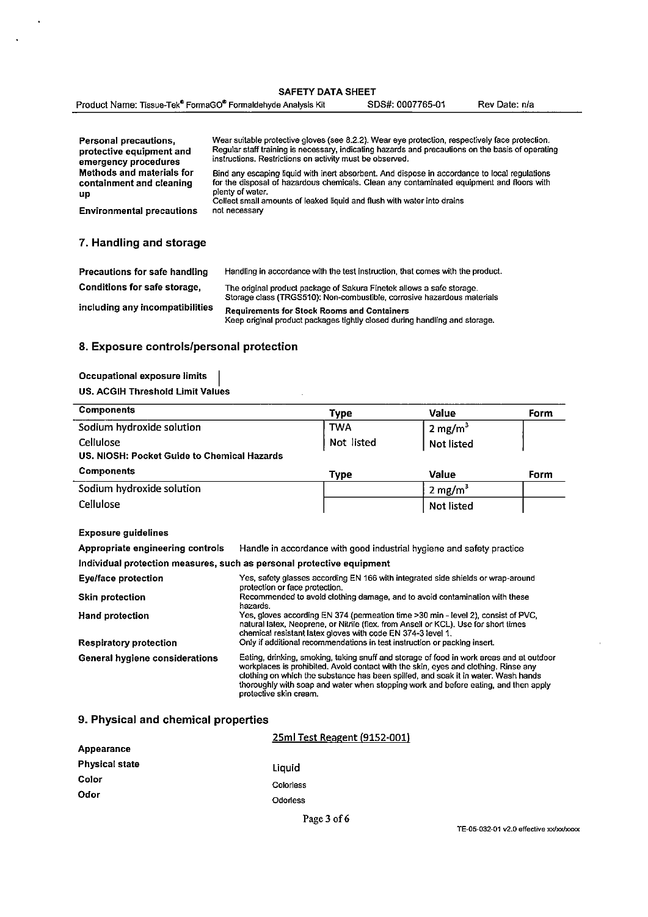| | |
|---|---|
| **Personal precautions, protective equipment and emergency procedures** | Wear suitable protective gloves (see 8.2.2). Wear eye protection, respectively face protection. Regular staff training is necessary, indicating hazards and precautions on the basis of operating instructions. Restrictions on activity must be observed. |
| **Methods and materials for containment and cleaning up** | Bind any escaping liquid with inert absorbent. And dispose in accordance to local regulations for the disposal of hazardous chemicals. Clean any contaminated equipment and floors with plenty of water. Collect small amounts of leaked liquid and flush with water into drains |
| **Environmental precautions** | not necessary |

## 7. Handling and storage

| | |
|---|---|
| **Precautions for safe handling** | Handling in accordance with the test instruction, that comes with the product. |
| **Conditions for safe storage, including any incompatibilities** | The original product package of Sakura Finetek allows a safe storage. Storage class (TRGS510): Non-combustible, corrosive hazardous materials<br>**Requirements for Stock Rooms and Containers**<br>Keep original product packages tightly closed during handling and storage. |

## 8. Exposure controls/personal protection

**Occupational exposure limits**

**US. ACGIH Threshold Limit Values**

| Components | Type | Value | Form |
|---|---|---|---|
| Sodium hydroxide solution | TWA | 2 $mg/m^3$ | |
| Cellulose | Not listed | Not listed | |

**US. NIOSH: Pocket Guide to Chemical Hazards**

| Components | Type | Value | Form |
|---|---|---|---|
| Sodium hydroxide solution | | 2 $mg/m^3$ | |
| Cellulose | | Not listed | |

**Exposure guidelines**

**Appropriate engineering controls** Handle in accordance with good industrial hygiene and safety practice

**Individual protection measures, such as personal protective equipment**

| | |
|---|---|
| **Eye/face protection** | Yes, safety glasses according EN 166 with integrated side shields or wrap-around protection or face protection. |
| **Skin protection** | Recommended to avoid clothing damage, and to avoid contamination with these hazards. |
| **Hand protection** | Yes, gloves according EN 374 (permeation time >30 min - level 2), consist of PVC, natural latex, Neoprene, or Nitrile (flex. from Ansell or KCL). Use for short times chemical resistant latex gloves with code EN 374-3 level 1. |
| **Respiratory protection** | Only if additional recommendations in test instruction or packing insert. |
| **General hygiene considerations** | Eating, drinking, smoking, taking snuff and storage of food in work areas and at outdoor workplaces is prohibited. Avoid contact with the skin, eyes and clothing. Rinse any clothing on which the substance has been spilled, and soak it in water. Wash hands thoroughly with soap and water when stopping work and before eating, and then apply protective skin cream. |

## 9. Physical and chemical properties

| | 25ml Test Reagent (9152-001) |
|---|---|
| **Appearance** | |
| **Physical state** | Liquid |
| **Color** | Colorless |
| **Odor** | Odorless |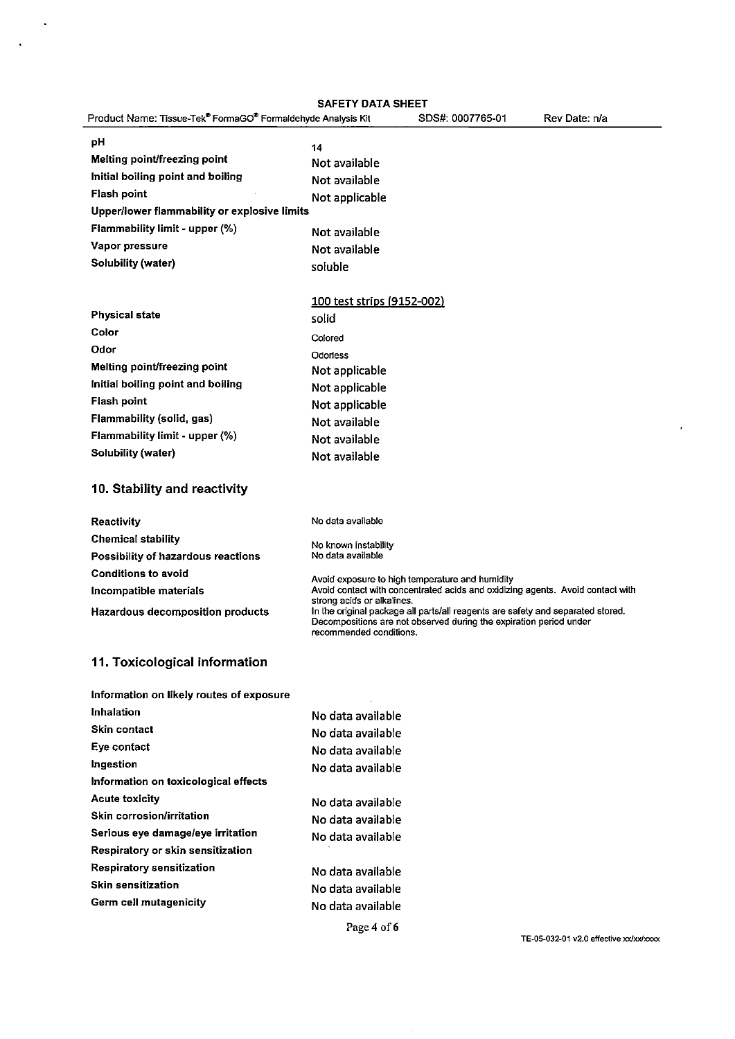| | |
|---|---|
| **pH** | 14 |
| **Melting point/freezing point** | Not available |
| **Initial boiling point and boiling** | Not available |
| **Flash point** | Not applicable |
| **Upper/lower flammability or explosive limits** | |
| **Flammability limit - upper (%)** | Not available |
| **Vapor pressure** | Not available |
| **Solubility (water)** | soluble |

<u>100 test strips (9152-002)</u>

| | |
|---|---|
| **Physical state** | solid |
| **Color** | Colored |
| **Odor** | Odorless |
| **Melting point/freezing point** | Not applicable |
| **Initial boiling point and boiling** | Not applicable |
| **Flash point** | Not applicable |
| **Flammability (solid, gas)** | Not available |
| **Flammability limit - upper (%)** | Not available |
| **Solubility (water)** | Not available |

## 10. Stability and reactivity

| | |
|---|---|
| **Reactivity** | No data available |
| **Chemical stability** | No known instability |
| **Possibility of hazardous reactions** | No data available |
| **Conditions to avoid** | Avoid exposure to high temperature and humidity |
| **Incompatible materials** | Avoid contact with concentrated acids and oxidizing agents. Avoid contact with strong acids or alkalines. |
| **Hazardous decomposition products** | In the original package all parts/all reagents are safety and separated stored. Decompositions are not observed during the expiration period under recommended conditions. |

## 11. Toxicological information

| | |
|---|---|
| **Information on likely routes of exposure** | |
| **Inhalation** | No data available |
| **Skin contact** | No data available |
| **Eye contact** | No data available |
| **Ingestion** | No data available |
| **Information on toxicological effects** | |
| **Acute toxicity** | No data available |
| **Skin corrosion/irritation** | No data available |
| **Serious eye damage/eye irritation** | No data available |
| **Respiratory or skin sensitization** | |
| **Respiratory sensitization** | No data available |
| **Skin sensitization** | No data available |
| **Germ cell mutagenicity** | No data available |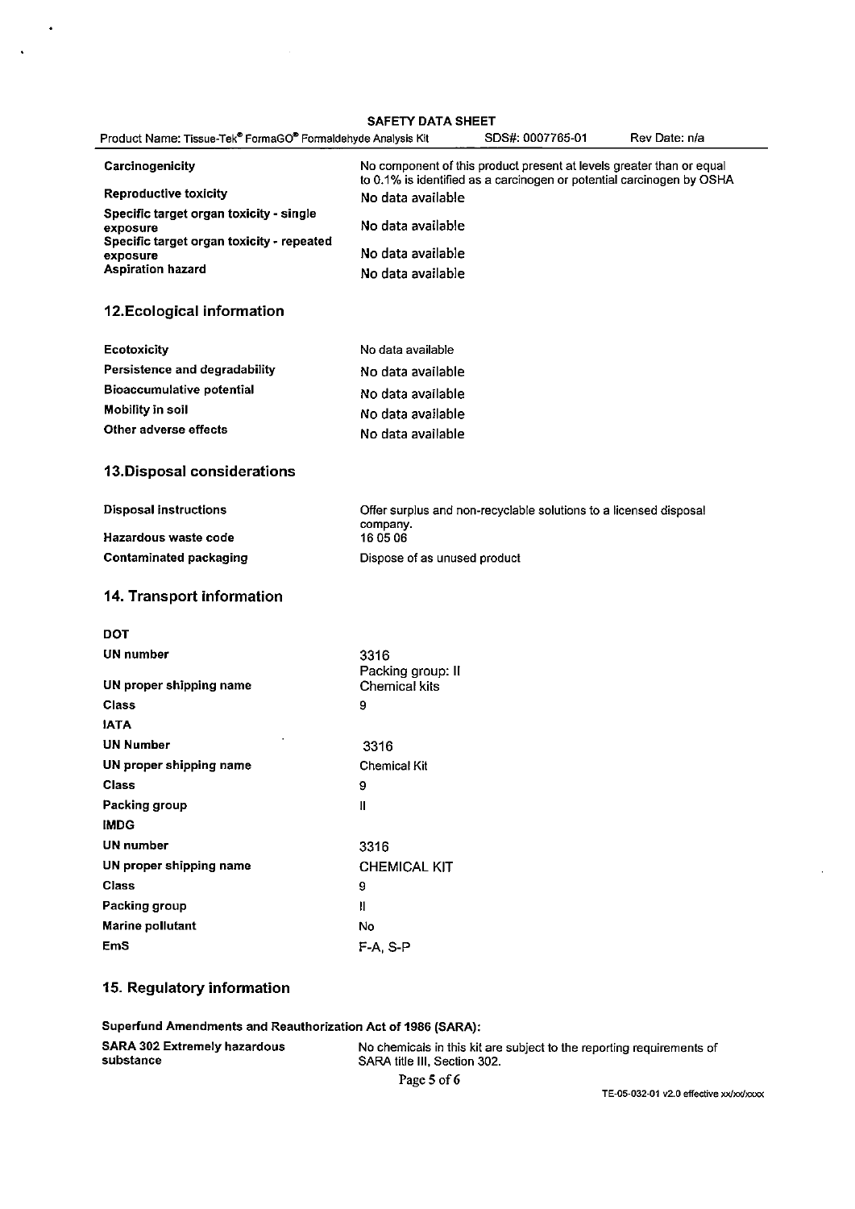| | |
|---|---|
| **Carcinogenicity** | No component of this product present at levels greater than or equal to 0.1% is identified as a carcinogen or potential carcinogen by OSHA |
| **Reproductive toxicity** | No data available |
| **Specific target organ toxicity - single exposure** | No data available |
| **Specific target organ toxicity - repeated exposure** | No data available |
| **Aspiration hazard** | No data available |

## 12. Ecological information

| | |
|---|---|
| **Ecotoxicity** | No data available |
| **Persistence and degradability** | No data available |
| **Bioaccumulative potential** | No data available |
| **Mobility in soil** | No data available |
| **Other adverse effects** | No data available |

## 13. Disposal considerations

| | |
|---|---|
| **Disposal instructions** | Offer surplus and non-recyclable solutions to a licensed disposal company. |
| **Hazardous waste code** | 16 05 06 |
| **Contaminated packaging** | Dispose of as unused product |

## 14. Transport information

| | |
|---|---|
| **DOT** | |
| **UN number** | 3316<br>Packing group: II |
| **UN proper shipping name** | Chemical kits |
| **Class** | 9 |
| **IATA** | |
| **UN Number** | 3316 |
| **UN proper shipping name** | Chemical Kit |
| **Class** | 9 |
| **Packing group** | II |
| **IMDG** | |
| **UN number** | 3316 |
| **UN proper shipping name** | CHEMICAL KIT |
| **Class** | 9 |
| **Packing group** | II |
| **Marine pollutant** | No |
| **EmS** | F-A, S-P |

## 15. Regulatory information

**Superfund Amendments and Reauthorization Act of 1986 (SARA):**

| | |
|---|---|
| **SARA 302 Extremely hazardous substance** | No chemicals in this kit are subject to the reporting requirements of SARA title III, Section 302. |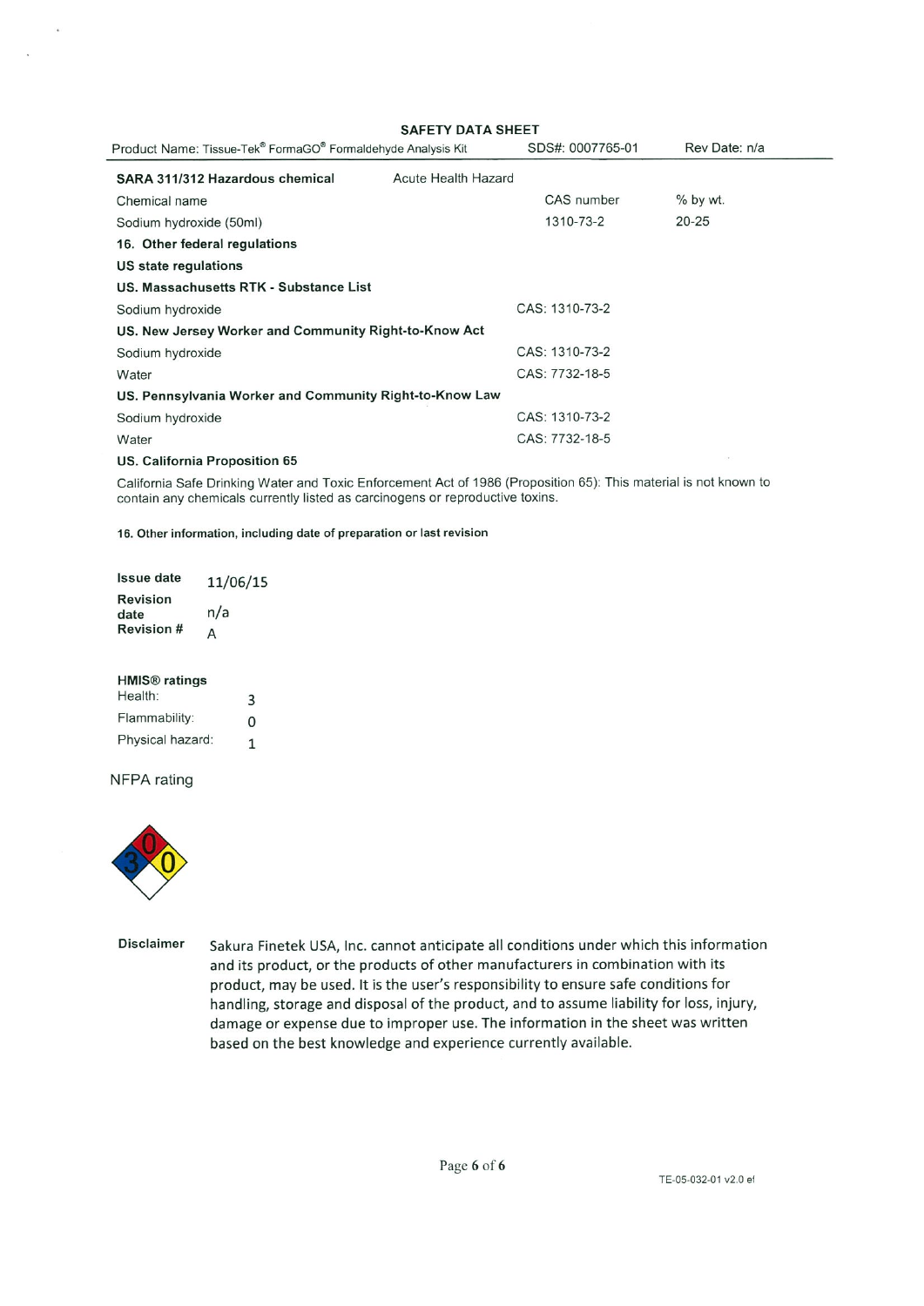**SAFETY DATA SHEET**

Product Name: Tissue-Tek® FormaGO® Formaldehyde Analysis Kit | SDS#: 0007765-01 | Rev Date: n/a

| **SARA 311/312 Hazardous chemical** | Acute Health Hazard | |
|---|---|---|
| Chemical name | CAS number | % by wt. |
| Sodium hydroxide (50ml) | 1310-73-2 | 20-25 |

**16. Other federal regulations**

**US state regulations**

**US. Massachusetts RTK - Substance List**

| | |
|---|---|
| Sodium hydroxide | CAS: 1310-73-2 |

**US. New Jersey Worker and Community Right-to-Know Act**

| | |
|---|---|
| Sodium hydroxide | CAS: 1310-73-2 |
| Water | CAS: 7732-18-5 |

**US. Pennsylvania Worker and Community Right-to-Know Law**

| | |
|---|---|
| Sodium hydroxide | CAS: 1310-73-2 |
| Water | CAS: 7732-18-5 |

**US. California Proposition 65**

California Safe Drinking Water and Toxic Enforcement Act of 1986 (Proposition 65): This material is not known to contain any chemicals currently listed as carcinogens or reproductive toxins.

**16. Other information, including date of preparation or last revision**

| | |
|---|---|
| **Issue date** | 11/06/15 |
| **Revision date** | n/a |
| **Revision #** | A |

**HMIS® ratings**

| | |
|---|---|
| Health: | 3 |
| Flammability: | 0 |
| Physical hazard: | 1 |

NFPA rating

3
0
0

**Disclaimer** Sakura Finetek USA, Inc. cannot anticipate all conditions under which this information and its product, or the products of other manufacturers in combination with its product, may be used. It is the user's responsibility to ensure safe conditions for handling, storage and disposal of the product, and to assume liability for loss, injury, damage or expense due to improper use. The information in the sheet was written based on the best knowledge and experience currently available.

TE-05-032-01 v2.0 ef